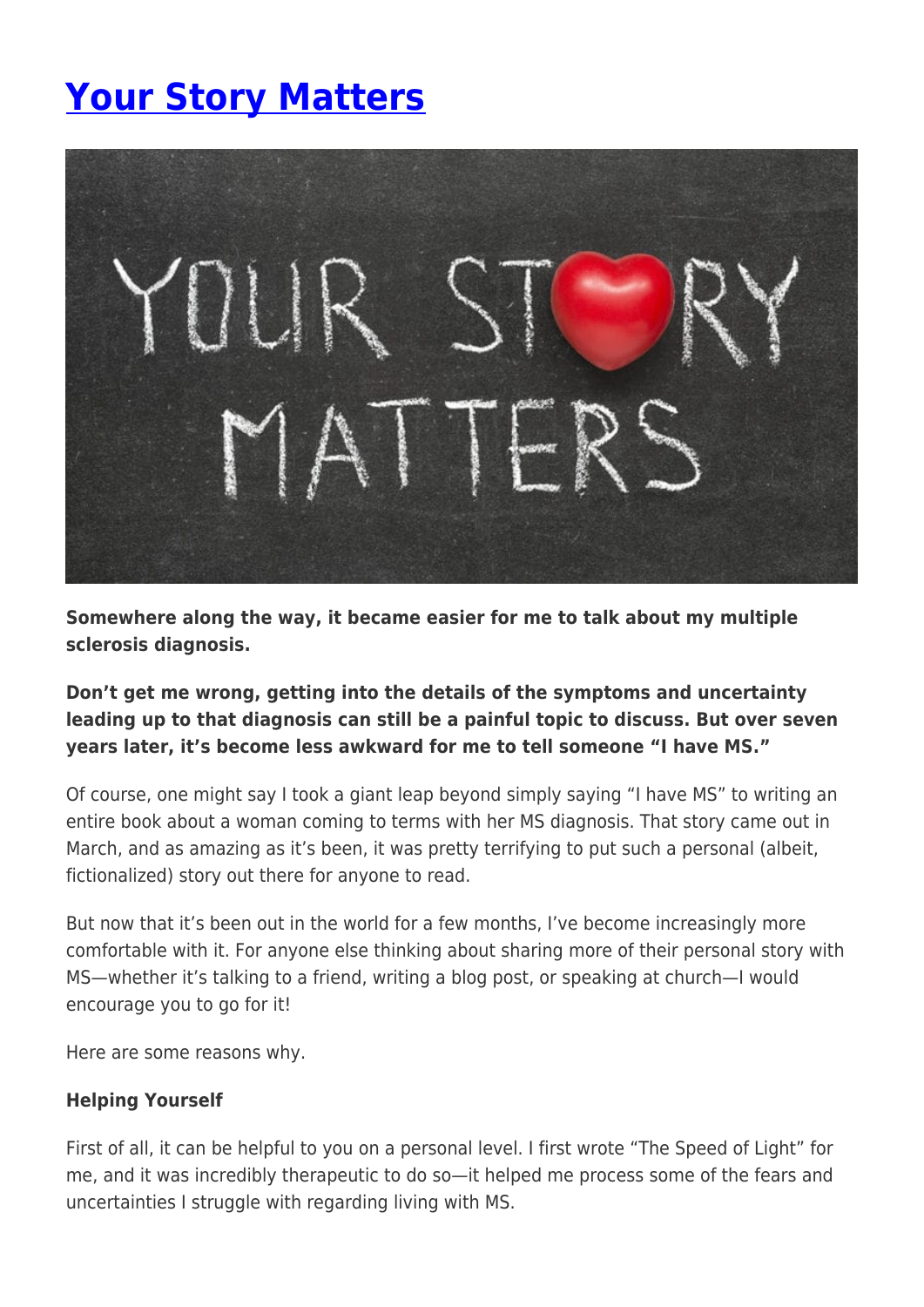# [Your Story Matters]()

**Somewhere along the way, it became easier for me to talk about my multiple sclerosis diagnosis.**

**Don't get me wrong, getting into the details of the symptoms and uncertainty leading up to that diagnosis can still be a painful topic to discuss. But over seven years later, it's become less awkward for me to tell someone "I have MS."**

Of course, one might say I took a giant leap beyond simply saying "I have MS" to writing an entire book about a woman coming to terms with her MS diagnosis. That story came out in March, and as amazing as it's been, it was pretty terrifying to put such a personal (albeit, fictionalized) story out there for anyone to read.

But now that it's been out in the world for a few months, I've become increasingly more comfortable with it. For anyone else thinking about sharing more of their personal story with MS—whether it's talking to a friend, writing a blog post, or speaking at church—I would encourage you to go for it!

Here are some reasons why.

**Helping Yourself**

First of all, it can be helpful to you on a personal level. I first wrote "The Speed of Light" for me, and it was incredibly therapeutic to do so—it helped me process some of the fears and uncertainties I struggle with regarding living with MS.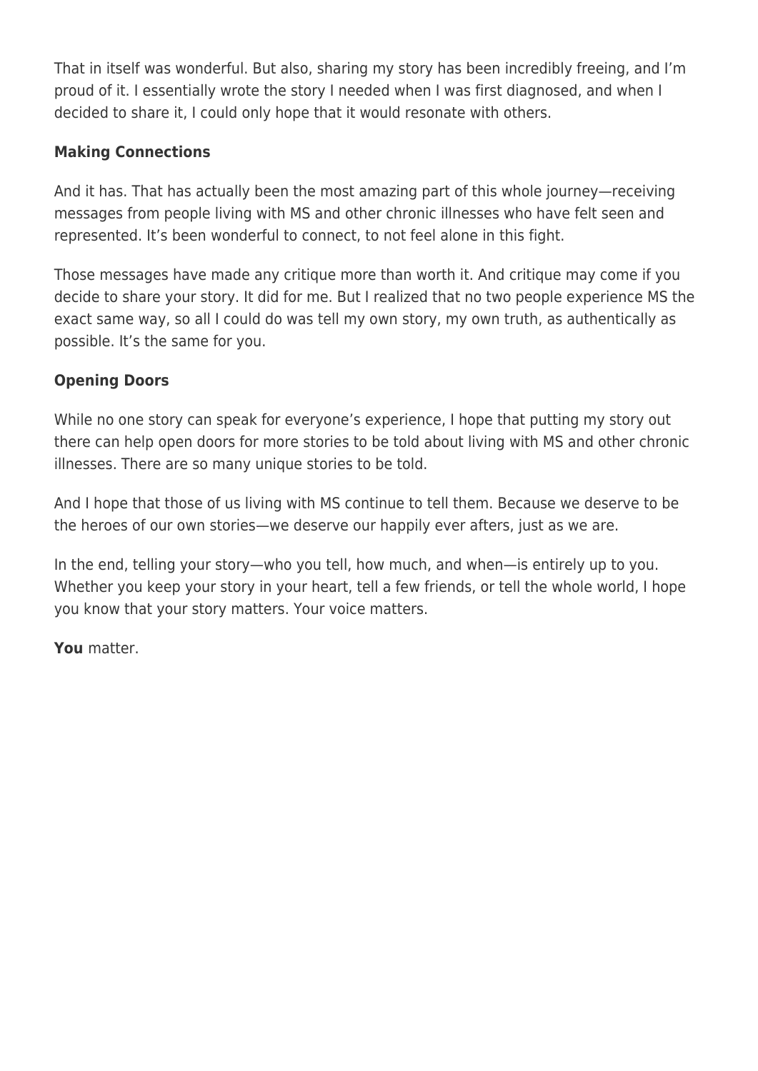That in itself was wonderful. But also, sharing my story has been incredibly freeing, and I'm proud of it. I essentially wrote the story I needed when I was first diagnosed, and when I decided to share it, I could only hope that it would resonate with others.

**Making Connections**

And it has. That has actually been the most amazing part of this whole journey—receiving messages from people living with MS and other chronic illnesses who have felt seen and represented. It's been wonderful to connect, to not feel alone in this fight.

Those messages have made any critique more than worth it. And critique may come if you decide to share your story. It did for me. But I realized that no two people experience MS the exact same way, so all I could do was tell my own story, my own truth, as authentically as possible. It's the same for you.

**Opening Doors**

While no one story can speak for everyone's experience, I hope that putting my story out there can help open doors for more stories to be told about living with MS and other chronic illnesses. There are so many unique stories to be told.

And I hope that those of us living with MS continue to tell them. Because we deserve to be the heroes of our own stories—we deserve our happily ever afters, just as we are.

In the end, telling your story—who you tell, how much, and when—is entirely up to you. Whether you keep your story in your heart, tell a few friends, or tell the whole world, I hope you know that your story matters. Your voice matters.

**You** matter.